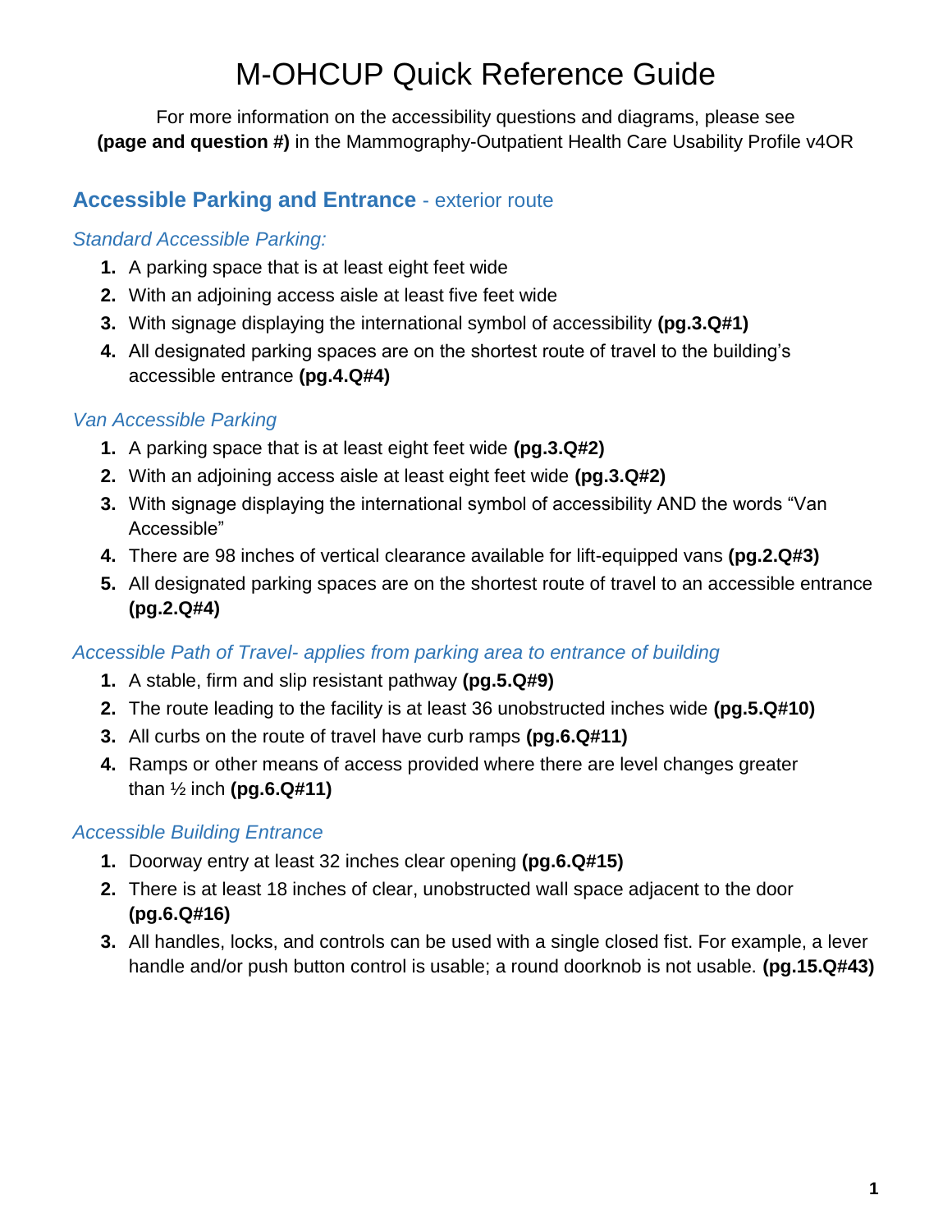# M-OHCUP Quick Reference Guide

For more information on the accessibility questions and diagrams, please see **(page and question #)** in the Mammography-Outpatient Health Care Usability Profile v4OR

## Accessible Parking and Entrance - exterior route

### *Standard Accessible Parking:*

1. A parking space that is at least eight feet wide
2. With an adjoining access aisle at least five feet wide
3. With signage displaying the international symbol of accessibility **(pg.3.Q#1)**
4. All designated parking spaces are on the shortest route of travel to the building's accessible entrance **(pg.4.Q#4)**

### *Van Accessible Parking*

1. A parking space that is at least eight feet wide **(pg.3.Q#2)**
2. With an adjoining access aisle at least eight feet wide **(pg.3.Q#2)**
3. With signage displaying the international symbol of accessibility AND the words "Van Accessible"
4. There are 98 inches of vertical clearance available for lift-equipped vans **(pg.2.Q#3)**
5. All designated parking spaces are on the shortest route of travel to an accessible entrance **(pg.2.Q#4)**

### *Accessible Path of Travel- applies from parking area to entrance of building*

1. A stable, firm and slip resistant pathway **(pg.5.Q#9)**
2. The route leading to the facility is at least 36 unobstructed inches wide **(pg.5.Q#10)**
3. All curbs on the route of travel have curb ramps **(pg.6.Q#11)**
4. Ramps or other means of access provided where there are level changes greater than ½ inch **(pg.6.Q#11)**

### *Accessible Building Entrance*

1. Doorway entry at least 32 inches clear opening **(pg.6.Q#15)**
2. There is at least 18 inches of clear, unobstructed wall space adjacent to the door **(pg.6.Q#16)**
3. All handles, locks, and controls can be used with a single closed fist. For example, a lever handle and/or push button control is usable; a round doorknob is not usable. **(pg.15.Q#43)**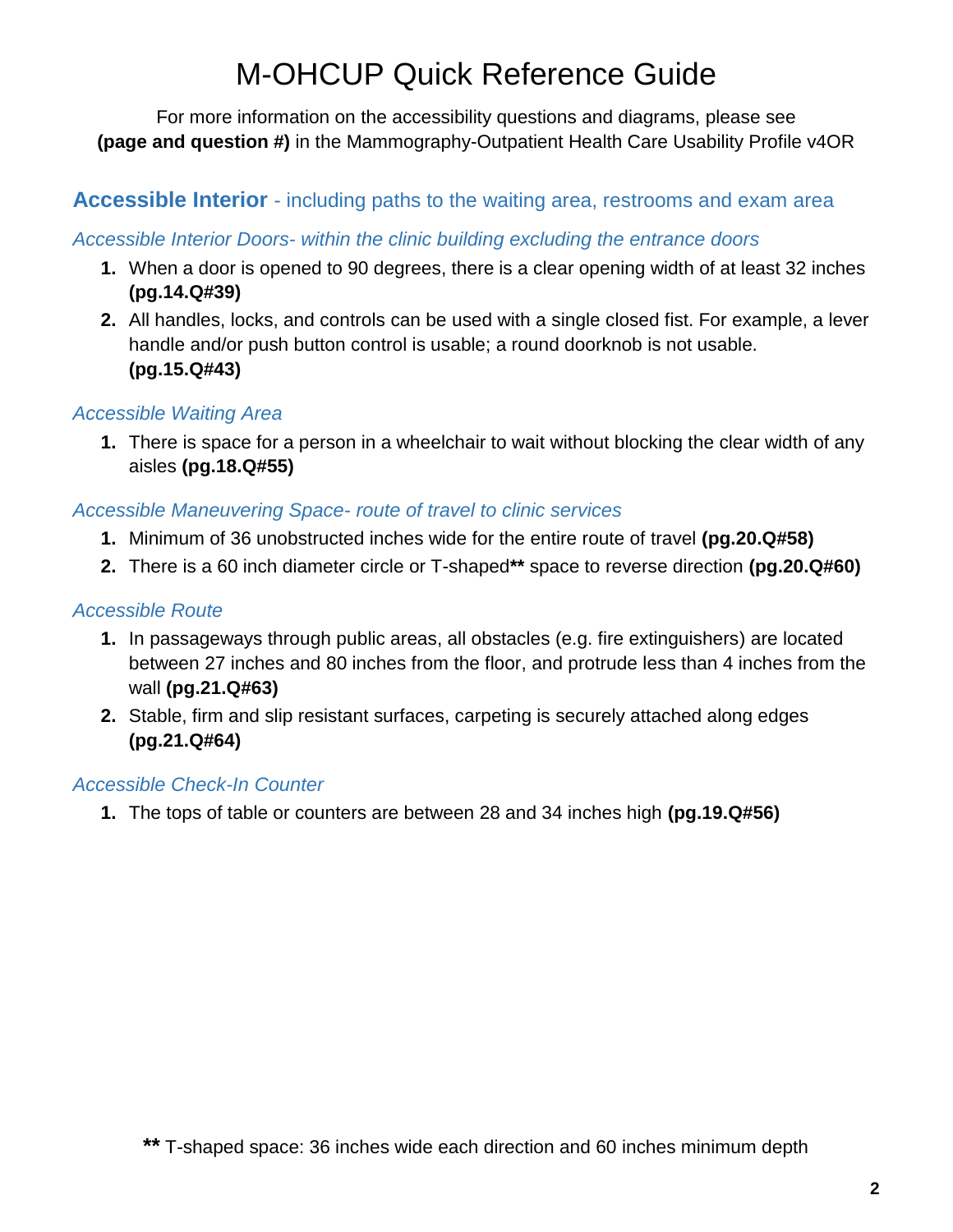# M-OHCUP Quick Reference Guide

For more information on the accessibility questions and diagrams, please see **(page and question #)** in the Mammography-Outpatient Health Care Usability Profile v4OR

## **Accessible Interior** - including paths to the waiting area, restrooms and exam area

### *Accessible Interior Doors- within the clinic building excluding the entrance doors*

1. When a door is opened to 90 degrees, there is a clear opening width of at least 32 inches **(pg.14.Q#39)**
2. All handles, locks, and controls can be used with a single closed fist. For example, a lever handle and/or push button control is usable; a round doorknob is not usable. **(pg.15.Q#43)**

### *Accessible Waiting Area*

1. There is space for a person in a wheelchair to wait without blocking the clear width of any aisles **(pg.18.Q#55)**

### *Accessible Maneuvering Space- route of travel to clinic services*

1. Minimum of 36 unobstructed inches wide for the entire route of travel **(pg.20.Q#58)**
2. There is a 60 inch diameter circle or T-shaped** space to reverse direction **(pg.20.Q#60)**

### *Accessible Route*

1. In passageways through public areas, all obstacles (e.g. fire extinguishers) are located between 27 inches and 80 inches from the floor, and protrude less than 4 inches from the wall **(pg.21.Q#63)**
2. Stable, firm and slip resistant surfaces, carpeting is securely attached along edges **(pg.21.Q#64)**

### *Accessible Check-In Counter*

1. The tops of table or counters are between 28 and 34 inches high **(pg.19.Q#56)**

** T-shaped space: 36 inches wide each direction and 60 inches minimum depth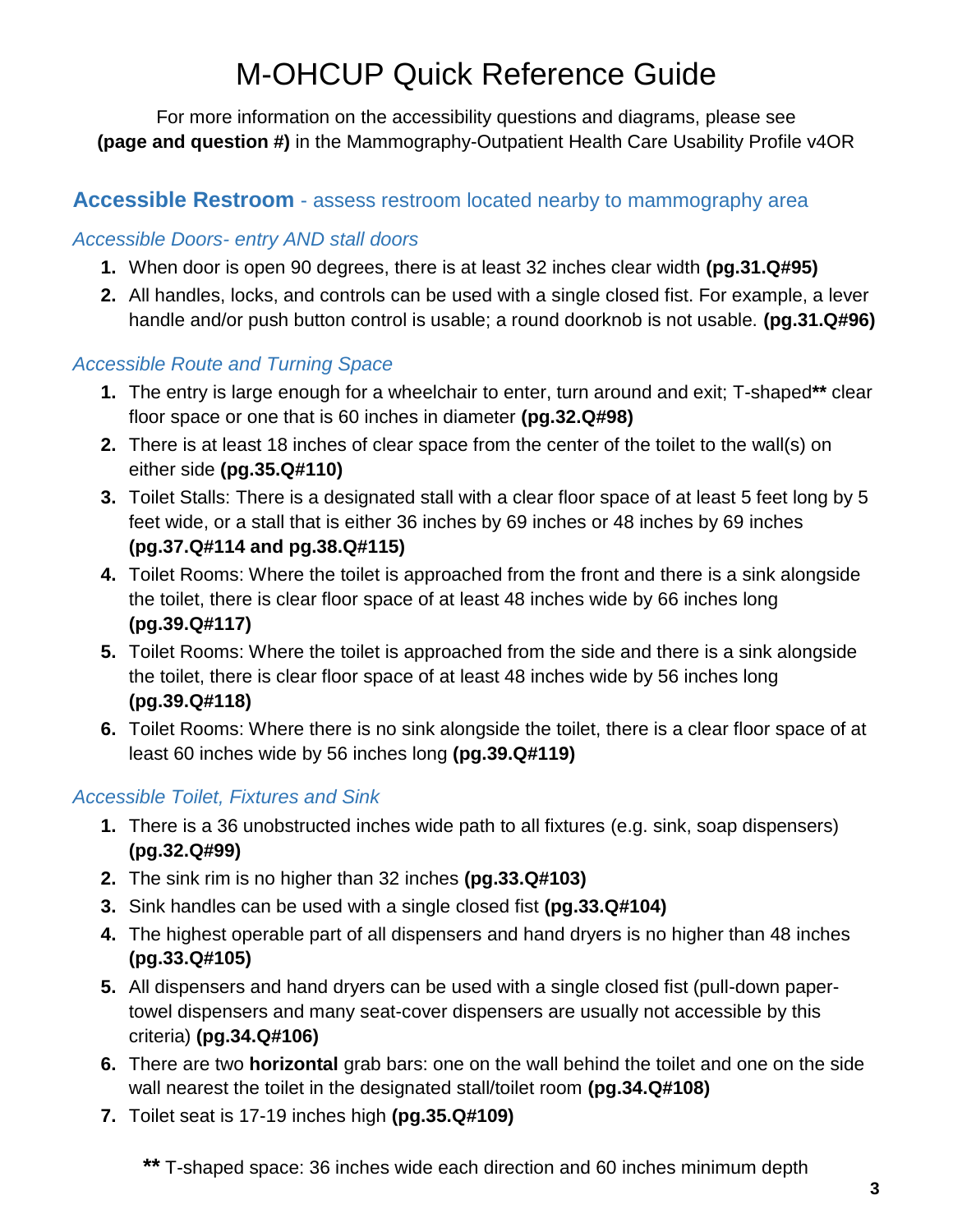# M-OHCUP Quick Reference Guide

For more information on the accessibility questions and diagrams, please see **(page and question #)** in the Mammography-Outpatient Health Care Usability Profile v4OR

## **Accessible Restroom** - assess restroom located nearby to mammography area

### *Accessible Doors- entry AND stall doors*

1. When door is open 90 degrees, there is at least 32 inches clear width **(pg.31.Q#95)**
2. All handles, locks, and controls can be used with a single closed fist. For example, a lever handle and/or push button control is usable; a round doorknob is not usable. **(pg.31.Q#96)**

### *Accessible Route and Turning Space*

1. The entry is large enough for a wheelchair to enter, turn around and exit; T-shaped** clear floor space or one that is 60 inches in diameter **(pg.32.Q#98)**
2. There is at least 18 inches of clear space from the center of the toilet to the wall(s) on either side **(pg.35.Q#110)**
3. Toilet Stalls: There is a designated stall with a clear floor space of at least 5 feet long by 5 feet wide, or a stall that is either 36 inches by 69 inches or 48 inches by 69 inches **(pg.37.Q#114 and pg.38.Q#115)**
4. Toilet Rooms: Where the toilet is approached from the front and there is a sink alongside the toilet, there is clear floor space of at least 48 inches wide by 66 inches long **(pg.39.Q#117)**
5. Toilet Rooms: Where the toilet is approached from the side and there is a sink alongside the toilet, there is clear floor space of at least 48 inches wide by 56 inches long **(pg.39.Q#118)**
6. Toilet Rooms: Where there is no sink alongside the toilet, there is a clear floor space of at least 60 inches wide by 56 inches long **(pg.39.Q#119)**

### *Accessible Toilet, Fixtures and Sink*

1. There is a 36 unobstructed inches wide path to all fixtures (e.g. sink, soap dispensers) **(pg.32.Q#99)**
2. The sink rim is no higher than 32 inches **(pg.33.Q#103)**
3. Sink handles can be used with a single closed fist **(pg.33.Q#104)**
4. The highest operable part of all dispensers and hand dryers is no higher than 48 inches **(pg.33.Q#105)**
5. All dispensers and hand dryers can be used with a single closed fist (pull-down paper-towel dispensers and many seat-cover dispensers are usually not accessible by this criteria) **(pg.34.Q#106)**
6. There are two **horizontal** grab bars: one on the wall behind the toilet and one on the side wall nearest the toilet in the designated stall/toilet room **(pg.34.Q#108)**
7. Toilet seat is 17-19 inches high **(pg.35.Q#109)**

**\*\*** T-shaped space: 36 inches wide each direction and 60 inches minimum depth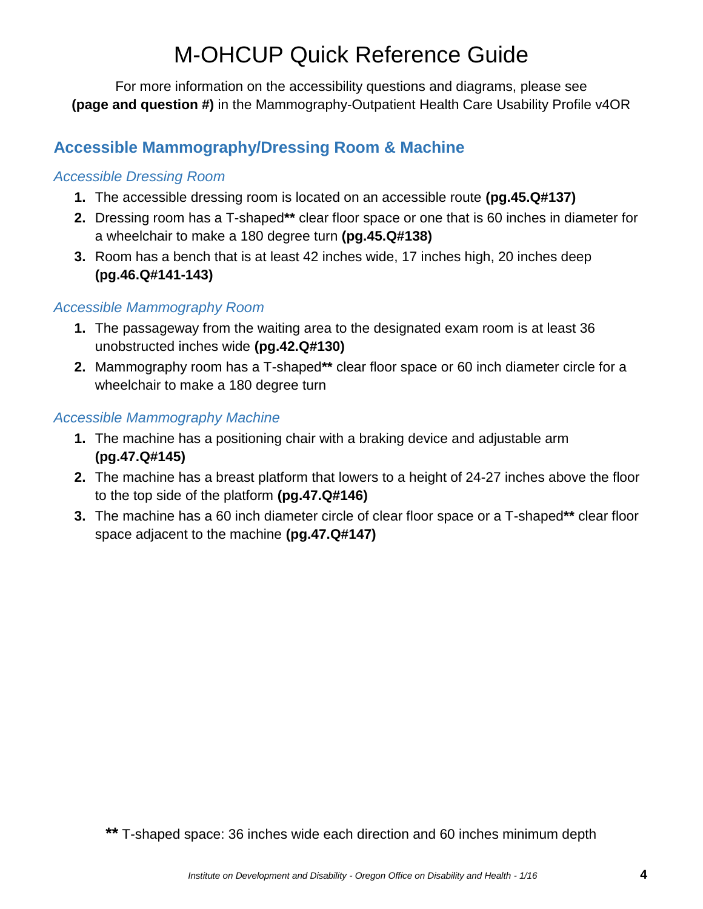# M-OHCUP Quick Reference Guide

For more information on the accessibility questions and diagrams, please see **(page and question #)** in the Mammography-Outpatient Health Care Usability Profile v4OR

## Accessible Mammography/Dressing Room & Machine

### *Accessible Dressing Room*

1. The accessible dressing room is located on an accessible route **(pg.45.Q#137)**
2. Dressing room has a T-shaped** clear floor space or one that is 60 inches in diameter for a wheelchair to make a 180 degree turn **(pg.45.Q#138)**
3. Room has a bench that is at least 42 inches wide, 17 inches high, 20 inches deep **(pg.46.Q#141-143)**

### *Accessible Mammography Room*

1. The passageway from the waiting area to the designated exam room is at least 36 unobstructed inches wide **(pg.42.Q#130)**
2. Mammography room has a T-shaped** clear floor space or 60 inch diameter circle for a wheelchair to make a 180 degree turn

### *Accessible Mammography Machine*

1. The machine has a positioning chair with a braking device and adjustable arm **(pg.47.Q#145)**
2. The machine has a breast platform that lowers to a height of 24-27 inches above the floor to the top side of the platform **(pg.47.Q#146)**
3. The machine has a 60 inch diameter circle of clear floor space or a T-shaped** clear floor space adjacent to the machine **(pg.47.Q#147)**

** T-shaped space: 36 inches wide each direction and 60 inches minimum depth

*Institute on Development and Disability - Oregon Office on Disability and Health - 1/16*